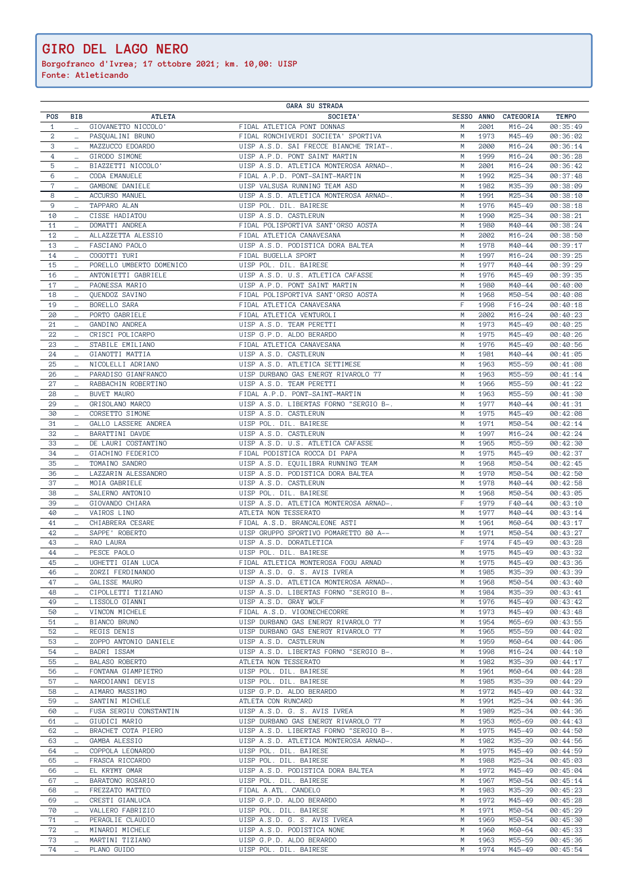# GIRO DEL LAGO NERO

**Borgofranco d'Ivrea; 17 ottobre 2021; km. 10,00: UISP**
**Fonte: Atleticando**

| GARA SU STRADA | | | | | | | |
|---|---|---|---|---|---|---|---|
| POS | BIB | ATLETA | SOCIETA' | SESSO | ANNO | CATEGORIA | TEMPO |
| 1 | ... | GIOVANETTO NICCOLO' | FIDAL ATLETICA PONT DONNAS | M | 2001 | M16-24 | 00:35:49 |
| 2 | ... | PASQUALINI BRUNO | FIDAL RONCHIVERDI SOCIETA' SPORTIVA | M | 1973 | M45-49 | 00:36:02 |
| 3 | ... | MAZZUCCO EDOARDO | UISP A.S.D. SAI FRECCE BIANCHE TRIAT-. | M | 2000 | M16-24 | 00:36:14 |
| 4 | ... | GIRODO SIMONE | UISP A.P.D. PONT SAINT MARTIN | M | 1999 | M16-24 | 00:36:28 |
| 5 | ... | BIAZZETTI NICCOLO' | UISP A.S.D. ATLETICA MONTEROSA ARNAD-. | M | 2001 | M16-24 | 00:36:42 |
| 6 | ... | CODA EMANUELE | FIDAL A.P.D. PONT-SAINT-MARTIN | M | 1992 | M25-34 | 00:37:48 |
| 7 | ... | GAMBONE DANIELE | UISP VALSUSA RUNNING TEAM ASD | M | 1982 | M35-39 | 00:38:09 |
| 8 | ... | ACCURSO MANUEL | UISP A.S.D. ATLETICA MONTEROSA ARNAD-. | M | 1991 | M25-34 | 00:38:10 |
| 9 | ... | TAPPARO ALAN | UISP POL. DIL. BAIRESE | M | 1976 | M45-49 | 00:38:18 |
| 10 | ... | CISSE HADIATOU | UISP A.S.D. CASTLERUN | M | 1990 | M25-34 | 00:38:21 |
| 11 | ... | DOMATTI ANDREA | FIDAL POLISPORTIVA SANT'ORSO AOSTA | M | 1980 | M40-44 | 00:38:24 |
| 12 | ... | ALLAZZETTA ALESSIO | FIDAL ATLETICA CANAVESANA | M | 2002 | M16-24 | 00:38:50 |
| 13 | ... | FASCIANO PAOLO | UISP A.S.D. PODISTICA DORA BALTEA | M | 1978 | M40-44 | 00:39:17 |
| 14 | ... | COGOTTI YURI | FIDAL BUGELLA SPORT | M | 1997 | M16-24 | 00:39:25 |
| 15 | ... | PORELLO UMBERTO DOMENICO | UISP POL. DIL. BAIRESE | M | 1977 | M40-44 | 00:39:29 |
| 16 | ... | ANTONIETTI GABRIELE | UISP A.S.D. U.S. ATLETICA CAFASSE | M | 1976 | M45-49 | 00:39:35 |
| 17 | ... | PAONESSA MARIO | UISP A.P.D. PONT SAINT MARTIN | M | 1980 | M40-44 | 00:40:00 |
| 18 | ... | QUENDOZ SAVINO | FIDAL POLISPORTIVA SANT'ORSO AOSTA | M | 1968 | M50-54 | 00:40:08 |
| 19 | ... | BORELLO SARA | FIDAL ATLETICA CANAVESANA | F | 1998 | F16-24 | 00:40:18 |
| 20 | ... | PORTO GABRIELE | FIDAL ATLETICA VENTUROLI | M | 2002 | M16-24 | 00:40:23 |
| 21 | ... | GANDINO ANDREA | UISP A.S.D. TEAM PERETTI | M | 1973 | M45-49 | 00:40:25 |
| 22 | ... | CRISCI POLICARPO | UISP G.P.D. ALDO BERARDO | M | 1975 | M45-49 | 00:40:26 |
| 23 | ... | STABILE EMILIANO | FIDAL ATLETICA CANAVESANA | M | 1976 | M45-49 | 00:40:56 |
| 24 | ... | GIANOTTI MATTIA | UISP A.S.D. CASTLERUN | M | 1981 | M40-44 | 00:41:05 |
| 25 | ... | NICOLELLI ADRIANO | UISP A.S.D. ATLETICA SETTIMESE | M | 1963 | M55-59 | 00:41:08 |
| 26 | ... | PARADISO GIANFRANCO | UISP DURBANO GAS ENERGY RIVAROLO 77 | M | 1963 | M55-59 | 00:41:14 |
| 27 | ... | RABBACHIN ROBERTINO | UISP A.S.D. TEAM PERETTI | M | 1966 | M55-59 | 00:41:22 |
| 28 | ... | BUVET MAURO | FIDAL A.P.D. PONT-SAINT-MARTIN | M | 1963 | M55-59 | 00:41:30 |
| 29 | ... | GRISOLANO MARCO | UISP A.S.D. LIBERTAS FORNO "SERGIO B-. | M | 1977 | M40-44 | 00:41:31 |
| 30 | ... | CORSETTO SIMONE | UISP A.S.D. CASTLERUN | M | 1975 | M45-49 | 00:42:08 |
| 31 | ... | GALLO LASSERE ANDREA | UISP POL. DIL. BAIRESE | M | 1971 | M50-54 | 00:42:14 |
| 32 | ... | BARATTINI DAVDE | UISP A.S.D. CASTLERUN | M | 1997 | M16-24 | 00:42:24 |
| 33 | ... | DE LAURI COSTANTINO | UISP A.S.D. U.S. ATLETICA CAFASSE | M | 1965 | M55-59 | 00:42:30 |
| 34 | ... | GIACHINO FEDERICO | FIDAL PODISTICA ROCCA DI PAPA | M | 1975 | M45-49 | 00:42:37 |
| 35 | ... | TOMAINO SANDRO | UISP A.S.D. EQUILIBRA RUNNING TEAM | M | 1968 | M50-54 | 00:42:45 |
| 36 | ... | LAZZARIN ALESSANDRO | UISP A.S.D. PODISTICA DORA BALTEA | M | 1970 | M50-54 | 00:42:50 |
| 37 | ... | MOIA GABRIELE | UISP A.S.D. CASTLERUN | M | 1978 | M40-44 | 00:42:58 |
| 38 | ... | SALERNO ANTONIO | UISP POL. DIL. BAIRESE | M | 1968 | M50-54 | 00:43:05 |
| 39 | ... | GIOVANDO CHIARA | UISP A.S.D. ATLETICA MONTEROSA ARNAD-. | F | 1979 | F40-44 | 00:43:10 |
| 40 | ... | VAIROS LINO | ATLETA NON TESSERATO | M | 1977 | M40-44 | 00:43:14 |
| 41 | ... | CHIABRERA CESARE | FIDAL A.S.D. BRANCALEONE ASTI | M | 1961 | M60-64 | 00:43:17 |
| 42 | ... | SAPPE' ROBERTO | UISP GRUPPO SPORTIVO POMARETTO 80 A-- | M | 1971 | M50-54 | 00:43:27 |
| 43 | ... | RAO LAURA | UISP A.S.D. DORATLETICA | F | 1974 | F45-49 | 00:43:28 |
| 44 | ... | PESCE PAOLO | UISP POL. DIL. BAIRESE | M | 1975 | M45-49 | 00:43:32 |
| 45 | ... | UGHETTI GIAN LUCA | FIDAL ATLETICA MONTEROSA FOGU ARNAD | M | 1975 | M45-49 | 00:43:36 |
| 46 | ... | ZORZI FERDINANDO | UISP A.S.D. G. S. AVIS IVREA | M | 1985 | M35-39 | 00:43:39 |
| 47 | ... | GALISSE MAURO | UISP A.S.D. ATLETICA MONTEROSA ARNAD-. | M | 1968 | M50-54 | 00:43:40 |
| 48 | ... | CIPOLLETTI TIZIANO | UISP A.S.D. LIBERTAS FORNO "SERGIO B-. | M | 1984 | M35-39 | 00:43:41 |
| 49 | ... | LISSOLO GIANNI | UISP A.S.D. GRAY WOLF | M | 1976 | M45-49 | 00:43:42 |
| 50 | ... | VINCON MICHELE | FIDAL A.S.D. VIGONECHECORRE | M | 1973 | M45-49 | 00:43:48 |
| 51 | ... | BIANCO BRUNO | UISP DURBANO GAS ENERGY RIVAROLO 77 | M | 1954 | M65-69 | 00:43:55 |
| 52 | ... | REGIS DENIS | UISP DURBANO GAS ENERGY RIVAROLO 77 | M | 1965 | M55-59 | 00:44:02 |
| 53 | ... | ZOPPO ANTONIO DANIELE | UISP A.S.D. CASTLERUN | M | 1959 | M60-64 | 00:44:06 |
| 54 | ... | BADRI ISSAM | UISP A.S.D. LIBERTAS FORNO "SERGIO B-. | M | 1998 | M16-24 | 00:44:10 |
| 55 | ... | BALASO ROBERTO | ATLETA NON TESSERATO | M | 1982 | M35-39 | 00:44:17 |
| 56 | ... | FONTANA GIAMPIETRO | UISP POL. DIL. BAIRESE | M | 1961 | M60-64 | 00:44:28 |
| 57 | ... | NARDOIANNI DEVIS | UISP POL. DIL. BAIRESE | M | 1985 | M35-39 | 00:44:29 |
| 58 | ... | AIMARO MASSIMO | UISP G.P.D. ALDO BERARDO | M | 1972 | M45-49 | 00:44:32 |
| 59 | ... | SANTINI MICHELE | ATLETA CON RUNCARD | M | 1991 | M25-34 | 00:44:36 |
| 60 | ... | FUSA SERGIU CONSTANTIN | UISP A.S.D. G. S. AVIS IVREA | M | 1989 | M25-34 | 00:44:36 |
| 61 | ... | GIUDICI MARIO | UISP DURBANO GAS ENERGY RIVAROLO 77 | M | 1953 | M65-69 | 00:44:43 |
| 62 | ... | BRACHET COTA PIERO | UISP A.S.D. LIBERTAS FORNO "SERGIO B-. | M | 1975 | M45-49 | 00:44:50 |
| 63 | ... | GAMBA ALESSIO | UISP A.S.D. ATLETICA MONTEROSA ARNAD-. | M | 1982 | M35-39 | 00:44:56 |
| 64 | ... | COPPOLA LEONARDO | UISP POL. DIL. BAIRESE | M | 1975 | M45-49 | 00:44:59 |
| 65 | ... | FRASCA RICCARDO | UISP POL. DIL. BAIRESE | M | 1988 | M25-34 | 00:45:03 |
| 66 | ... | EL KRYMY OMAR | UISP A.S.D. PODISTICA DORA BALTEA | M | 1972 | M45-49 | 00:45:04 |
| 67 | ... | BARATONO ROSARIO | UISP POL. DIL. BAIRESE | M | 1967 | M50-54 | 00:45:14 |
| 68 | ... | FREZZATO MATTEO | FIDAL A.ATL. CANDELO | M | 1983 | M35-39 | 00:45:23 |
| 69 | ... | CRESTI GIANLUCA | UISP G.P.D. ALDO BERARDO | M | 1972 | M45-49 | 00:45:28 |
| 70 | ... | VALLERO FABRIZIO | UISP POL. DIL. BAIRESE | M | 1971 | M50-54 | 00:45:29 |
| 71 | ... | PERAGLIE CLAUDIO | UISP A.S.D. G. S. AVIS IVREA | M | 1969 | M50-54 | 00:45:30 |
| 72 | ... | MINARDI MICHELE | UISP A.S.D. PODISTICA NONE | M | 1960 | M60-64 | 00:45:33 |
| 73 | ... | MARTINI TIZIANO | UISP G.P.D. ALDO BERARDO | M | 1963 | M55-59 | 00:45:36 |
| 74 | ... | PLANO GUIDO | UISP POL. DIL. BAIRESE | M | 1974 | M45-49 | 00:45:54 |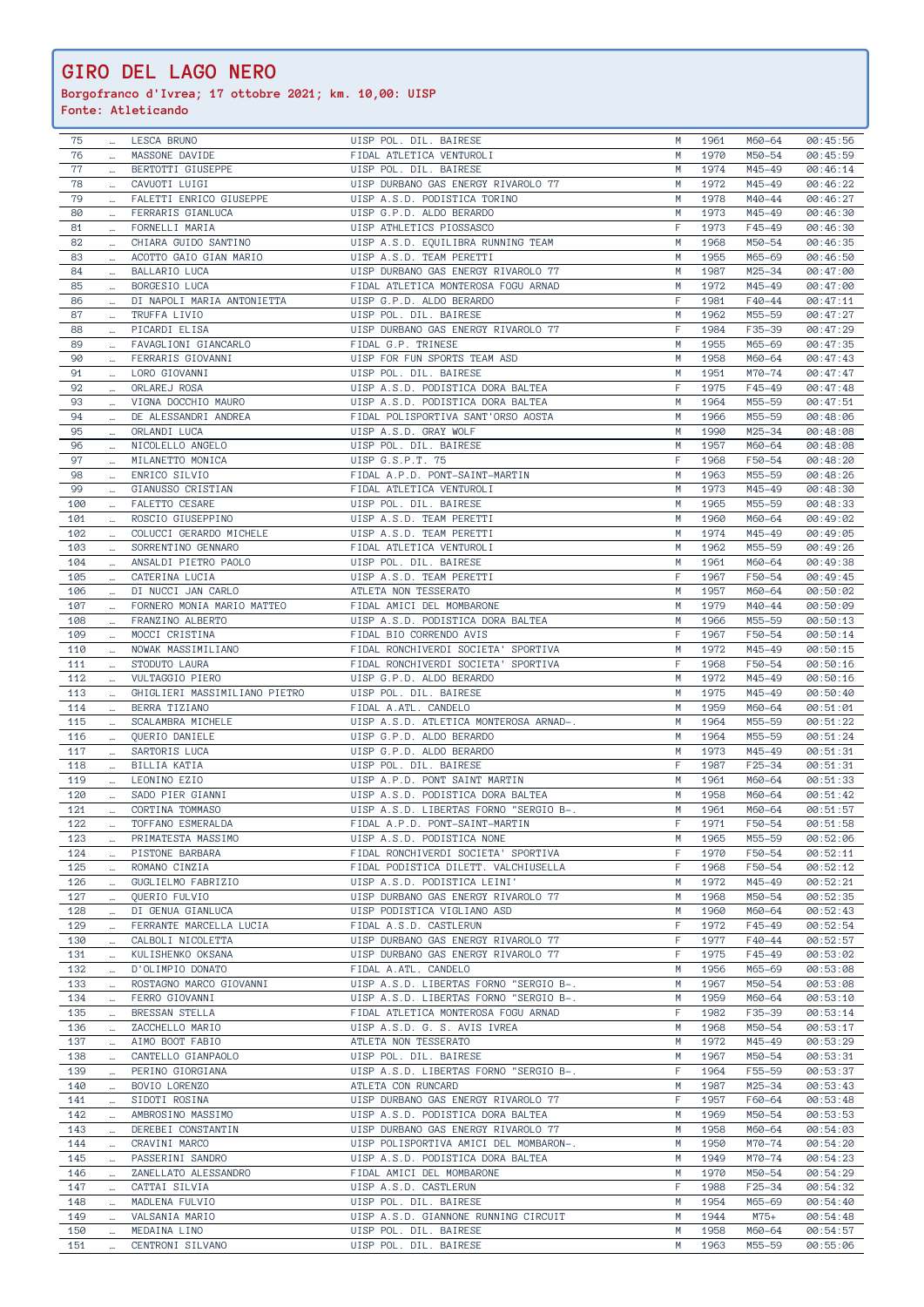# GIRO DEL LAGO NERO

**Borgofranco d'Ivrea; 17 ottobre 2021; km. 10,00: UISP**

**Fonte: Atleticando**

| | | | | | | | |
|---|---|---|---|---|---|---|---|
| 75 | ... | LESCA BRUNO | UISP POL. DIL. BAIRESE | M | 1961 | M60-64 | 00:45:56 |
| 76 | ... | MASSONE DAVIDE | FIDAL ATLETICA VENTUROLI | M | 1970 | M50-54 | 00:45:59 |
| 77 | ... | BERTOTTI GIUSEPPE | UISP POL. DIL. BAIRESE | M | 1974 | M45-49 | 00:46:14 |
| 78 | ... | CAVUOTI LUIGI | UISP DURBANO GAS ENERGY RIVAROLO 77 | M | 1972 | M45-49 | 00:46:22 |
| 79 | ... | FALETTI ENRICO GIUSEPPE | UISP A.S.D. PODISTICA TORINO | M | 1978 | M40-44 | 00:46:27 |
| 80 | ... | FERRARIS GIANLUCA | UISP G.P.D. ALDO BERARDO | M | 1973 | M45-49 | 00:46:30 |
| 81 | ... | FORNELLI MARIA | UISP ATHLETICS PIOSSASCO | F | 1973 | F45-49 | 00:46:30 |
| 82 | ... | CHIARA GUIDO SANTINO | UISP A.S.D. EQUILIBRA RUNNING TEAM | M | 1968 | M50-54 | 00:46:35 |
| 83 | ... | ACOTTO GAIO GIAN MARIO | UISP A.S.D. TEAM PERETTI | M | 1955 | M65-69 | 00:46:50 |
| 84 | ... | BALLARIO LUCA | UISP DURBANO GAS ENERGY RIVAROLO 77 | M | 1987 | M25-34 | 00:47:00 |
| 85 | ... | BORGESIO LUCA | FIDAL ATLETICA MONTEROSA FOGU ARNAD | M | 1972 | M45-49 | 00:47:00 |
| 86 | ... | DI NAPOLI MARIA ANTONIETTA | UISP G.P.D. ALDO BERARDO | F | 1981 | F40-44 | 00:47:11 |
| 87 | ... | TRUFFA LIVIO | UISP POL. DIL. BAIRESE | M | 1962 | M55-59 | 00:47:27 |
| 88 | ... | PICARDI ELISA | UISP DURBANO GAS ENERGY RIVAROLO 77 | F | 1984 | F35-39 | 00:47:29 |
| 89 | ... | FAVAGLIONI GIANCARLO | FIDAL G.P. TRINESE | M | 1955 | M65-69 | 00:47:35 |
| 90 | ... | FERRARIS GIOVANNI | UISP FOR FUN SPORTS TEAM ASD | M | 1958 | M60-64 | 00:47:43 |
| 91 | ... | LORO GIOVANNI | UISP POL. DIL. BAIRESE | M | 1951 | M70-74 | 00:47:47 |
| 92 | ... | ORLAREJ ROSA | UISP A.S.D. PODISTICA DORA BALTEA | F | 1975 | F45-49 | 00:47:48 |
| 93 | ... | VIGNA DOCCHIO MAURO | UISP A.S.D. PODISTICA DORA BALTEA | M | 1964 | M55-59 | 00:47:51 |
| 94 | ... | DE ALESSANDRI ANDREA | FIDAL POLISPORTIVA SANT'ORSO AOSTA | M | 1966 | M55-59 | 00:48:06 |
| 95 | ... | ORLANDI LUCA | UISP A.S.D. GRAY WOLF | M | 1990 | M25-34 | 00:48:08 |
| 96 | ... | NICOLELLO ANGELO | UISP POL. DIL. BAIRESE | M | 1957 | M60-64 | 00:48:08 |
| 97 | ... | MILANETTO MONICA | UISP G.S.P.T. 75 | F | 1968 | F50-54 | 00:48:20 |
| 98 | ... | ENRICO SILVIO | FIDAL A.P.D. PONT-SAINT-MARTIN | M | 1963 | M55-59 | 00:48:26 |
| 99 | ... | GIANUSSO CRISTIAN | FIDAL ATLETICA VENTUROLI | M | 1973 | M45-49 | 00:48:30 |
| 100 | ... | FALETTO CESARE | UISP POL. DIL. BAIRESE | M | 1965 | M55-59 | 00:48:33 |
| 101 | ... | ROSCIO GIUSEPPINO | UISP A.S.D. TEAM PERETTI | M | 1960 | M60-64 | 00:49:02 |
| 102 | ... | COLUCCI GERARDO MICHELE | UISP A.S.D. TEAM PERETTI | M | 1974 | M45-49 | 00:49:05 |
| 103 | ... | SORRENTINO GENNARO | FIDAL ATLETICA VENTUROLI | M | 1962 | M55-59 | 00:49:26 |
| 104 | ... | ANSALDI PIETRO PAOLO | UISP POL. DIL. BAIRESE | M | 1961 | M60-64 | 00:49:38 |
| 105 | ... | CATERINA LUCIA | UISP A.S.D. TEAM PERETTI | F | 1967 | F50-54 | 00:49:45 |
| 106 | ... | DI NUCCI JAN CARLO | ATLETA NON TESSERATO | M | 1957 | M60-64 | 00:50:02 |
| 107 | ... | FORNERO MONIA MARIO MATTEO | FIDAL AMICI DEL MOMBARONE | M | 1979 | M40-44 | 00:50:09 |
| 108 | ... | FRANZINO ALBERTO | UISP A.S.D. PODISTICA DORA BALTEA | M | 1966 | M55-59 | 00:50:13 |
| 109 | ... | MOCCI CRISTINA | FIDAL BIO CORRENDO AVIS | F | 1967 | F50-54 | 00:50:14 |
| 110 | ... | NOWAK MASSIMILIANO | FIDAL RONCHIVERDI SOCIETA' SPORTIVA | M | 1972 | M45-49 | 00:50:15 |
| 111 | ... | STODUTO LAURA | FIDAL RONCHIVERDI SOCIETA' SPORTIVA | F | 1968 | F50-54 | 00:50:16 |
| 112 | ... | VULTAGGIO PIERO | UISP G.P.D. ALDO BERARDO | M | 1972 | M45-49 | 00:50:16 |
| 113 | ... | GHIGLIERI MASSIMILIANO PIETRO | UISP POL. DIL. BAIRESE | M | 1975 | M45-49 | 00:50:40 |
| 114 | ... | BERRA TIZIANO | FIDAL A.ATL. CANDELO | M | 1959 | M60-64 | 00:51:01 |
| 115 | ... | SCALAMBRA MICHELE | UISP A.S.D. ATLETICA MONTEROSA ARNAD-. | M | 1964 | M55-59 | 00:51:22 |
| 116 | ... | QUERIO DANIELE | UISP G.P.D. ALDO BERARDO | M | 1964 | M55-59 | 00:51:24 |
| 117 | ... | SARTORIS LUCA | UISP G.P.D. ALDO BERARDO | M | 1973 | M45-49 | 00:51:31 |
| 118 | ... | BILLIA KATIA | UISP POL. DIL. BAIRESE | F | 1987 | F25-34 | 00:51:31 |
| 119 | ... | LEONINO EZIO | UISP A.P.D. PONT SAINT MARTIN | M | 1961 | M60-64 | 00:51:33 |
| 120 | ... | SADO PIER GIANNI | UISP A.S.D. PODISTICA DORA BALTEA | M | 1958 | M60-64 | 00:51:42 |
| 121 | ... | CORTINA TOMMASO | UISP A.S.D. LIBERTAS FORNO "SERGIO B-. | M | 1961 | M60-64 | 00:51:57 |
| 122 | ... | TOFFANO ESMERALDA | FIDAL A.P.D. PONT-SAINT-MARTIN | F | 1971 | F50-54 | 00:51:58 |
| 123 | ... | PRIMATESTA MASSIMO | UISP A.S.D. PODISTICA NONE | M | 1965 | M55-59 | 00:52:06 |
| 124 | ... | PISTONE BARBARA | FIDAL RONCHIVERDI SOCIETA' SPORTIVA | F | 1970 | F50-54 | 00:52:11 |
| 125 | ... | ROMANO CINZIA | FIDAL PODISTICA DILETT. VALCHIUSELLA | F | 1968 | F50-54 | 00:52:12 |
| 126 | ... | GUGLIELMO FABRIZIO | UISP A.S.D. PODISTICA LEINI' | M | 1972 | M45-49 | 00:52:21 |
| 127 | ... | QUERIO FULVIO | UISP DURBANO GAS ENERGY RIVAROLO 77 | M | 1968 | M50-54 | 00:52:35 |
| 128 | ... | DI GENUA GIANLUCA | UISP PODISTICA VIGLIANO ASD | M | 1960 | M60-64 | 00:52:43 |
| 129 | ... | FERRANTE MARCELLA LUCIA | FIDAL A.S.D. CASTLERUN | F | 1972 | F45-49 | 00:52:54 |
| 130 | ... | CALBOLI NICOLETTA | UISP DURBANO GAS ENERGY RIVAROLO 77 | F | 1977 | F40-44 | 00:52:57 |
| 131 | ... | KULISHENKO OKSANA | UISP DURBANO GAS ENERGY RIVAROLO 77 | F | 1975 | F45-49 | 00:53:02 |
| 132 | ... | D'OLIMPIO DONATO | FIDAL A.ATL. CANDELO | M | 1956 | M65-69 | 00:53:08 |
| 133 | ... | ROSTAGNO MARCO GIOVANNI | UISP A.S.D. LIBERTAS FORNO "SERGIO B-. | M | 1967 | M50-54 | 00:53:08 |
| 134 | ... | FERRO GIOVANNI | UISP A.S.D. LIBERTAS FORNO "SERGIO B-. | M | 1959 | M60-64 | 00:53:10 |
| 135 | ... | BRESSAN STELLA | FIDAL ATLETICA MONTEROSA FOGU ARNAD | F | 1982 | F35-39 | 00:53:14 |
| 136 | ... | ZACCHELLO MARIO | UISP A.S.D. G. S. AVIS IVREA | M | 1968 | M50-54 | 00:53:17 |
| 137 | ... | AIMO BOOT FABIO | ATLETA NON TESSERATO | M | 1972 | M45-49 | 00:53:29 |
| 138 | ... | CANTELLO GIANPAOLO | UISP POL. DIL. BAIRESE | M | 1967 | M50-54 | 00:53:31 |
| 139 | ... | PERINO GIORGIANA | UISP A.S.D. LIBERTAS FORNO "SERGIO B-. | F | 1964 | F55-59 | 00:53:37 |
| 140 | ... | BOVIO LORENZO | ATLETA CON RUNCARD | M | 1987 | M25-34 | 00:53:43 |
| 141 | ... | SIDOTI ROSINA | UISP DURBANO GAS ENERGY RIVAROLO 77 | F | 1957 | F60-64 | 00:53:48 |
| 142 | ... | AMBROSINO MASSIMO | UISP A.S.D. PODISTICA DORA BALTEA | M | 1969 | M50-54 | 00:53:53 |
| 143 | ... | DEREBEI CONSTANTIN | UISP DURBANO GAS ENERGY RIVAROLO 77 | M | 1958 | M60-64 | 00:54:03 |
| 144 | ... | CRAVINI MARCO | UISP POLISPORTIVA AMICI DEL MOMBARON-. | M | 1950 | M70-74 | 00:54:20 |
| 145 | ... | PASSERINI SANDRO | UISP A.S.D. PODISTICA DORA BALTEA | M | 1949 | M70-74 | 00:54:23 |
| 146 | ... | ZANELLATO ALESSANDRO | FIDAL AMICI DEL MOMBARONE | M | 1970 | M50-54 | 00:54:29 |
| 147 | ... | CATTAI SILVIA | UISP A.S.D. CASTLERUN | F | 1988 | F25-34 | 00:54:32 |
| 148 | ... | MADLENA FULVIO | UISP POL. DIL. BAIRESE | M | 1954 | M65-69 | 00:54:40 |
| 149 | ... | VALSANIA MARIO | UISP A.S.D. GIANNONE RUNNING CIRCUIT | M | 1944 | M75+ | 00:54:48 |
| 150 | ... | MEDAINA LINO | UISP POL. DIL. BAIRESE | M | 1958 | M60-64 | 00:54:57 |
| 151 | ... | CENTRONI SILVANO | UISP POL. DIL. BAIRESE | M | 1963 | M55-59 | 00:55:06 |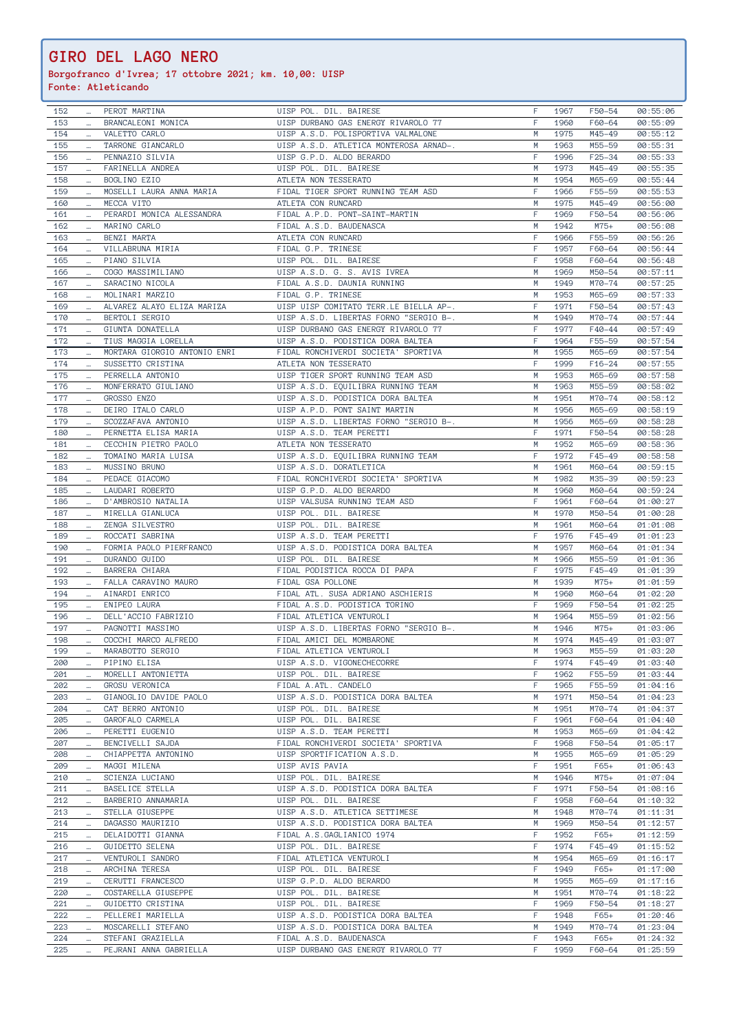# GIRO DEL LAGO NERO

**Borgofranco d'Ivrea; 17 ottobre 2021; km. 10,00: UISP**
**Fonte: Atleticando**

| | | | | | | | |
|---|---|---|---|---|---|---|---|
| 152 | … | PEROT MARTINA | UISP POL. DIL. BAIRESE | F | 1967 | F50-54 | 00:55:06 |
| 153 | … | BRANCALEONI MONICA | UISP DURBANO GAS ENERGY RIVAROLO 77 | F | 1960 | F60-64 | 00:55:09 |
| 154 | … | VALETTO CARLO | UISP A.S.D. POLISPORTIVA VALMALONE | M | 1975 | M45-49 | 00:55:12 |
| 155 | … | TARRONE GIANCARLO | UISP A.S.D. ATLETICA MONTEROSA ARNAD-. | M | 1963 | M55-59 | 00:55:31 |
| 156 | … | PENNAZIO SILVIA | UISP G.P.D. ALDO BERARDO | F | 1996 | F25-34 | 00:55:33 |
| 157 | … | FARINELLA ANDREA | UISP POL. DIL. BAIRESE | M | 1973 | M45-49 | 00:55:35 |
| 158 | … | BOGLINO EZIO | ATLETA NON TESSERATO | M | 1954 | M65-69 | 00:55:44 |
| 159 | … | MOSELLI LAURA ANNA MARIA | FIDAL TIGER SPORT RUNNING TEAM ASD | F | 1966 | F55-59 | 00:55:53 |
| 160 | … | MECCA VITO | ATLETA CON RUNCARD | M | 1975 | M45-49 | 00:56:00 |
| 161 | … | PERARDI MONICA ALESSANDRA | FIDAL A.P.D. PONT-SAINT-MARTIN | F | 1969 | F50-54 | 00:56:06 |
| 162 | … | MARINO CARLO | FIDAL A.S.D. BAUDENASCA | M | 1942 | M75+ | 00:56:08 |
| 163 | … | BENZI MARTA | ATLETA CON RUNCARD | F | 1966 | F55-59 | 00:56:26 |
| 164 | … | VILLABRUNA MIRIA | FIDAL G.P. TRINESE | F | 1957 | F60-64 | 00:56:44 |
| 165 | … | PIANO SILVIA | UISP POL. DIL. BAIRESE | F | 1958 | F60-64 | 00:56:48 |
| 166 | … | COGO MASSIMILIANO | UISP A.S.D. G. S. AVIS IVREA | M | 1969 | M50-54 | 00:57:11 |
| 167 | … | SARACINO NICOLA | FIDAL A.S.D. DAUNIA RUNNING | M | 1949 | M70-74 | 00:57:25 |
| 168 | … | MOLINARI MARZIO | FIDAL G.P. TRINESE | M | 1953 | M65-69 | 00:57:33 |
| 169 | … | ALVAREZ ALAYO ELIZA MARIZA | UISP UISP COMITATO TERR.LE BIELLA AP-. | F | 1971 | F50-54 | 00:57:43 |
| 170 | … | BERTOLI SERGIO | UISP A.S.D. LIBERTAS FORNO "SERGIO B-. | M | 1949 | M70-74 | 00:57:44 |
| 171 | … | GIUNTA DONATELLA | UISP DURBANO GAS ENERGY RIVAROLO 77 | F | 1977 | F40-44 | 00:57:49 |
| 172 | … | TIUS MAGGIA LORELLA | UISP A.S.D. PODISTICA DORA BALTEA | F | 1964 | F55-59 | 00:57:54 |
| 173 | … | MORTARA GIORGIO ANTONIO ENRI | FIDAL RONCHIVERDI SOCIETA' SPORTIVA | M | 1955 | M65-69 | 00:57:54 |
| 174 | … | SUSSETTO CRISTINA | ATLETA NON TESSERATO | F | 1999 | F16-24 | 00:57:55 |
| 175 | … | PERRELLA ANTONIO | UISP TIGER SPORT RUNNING TEAM ASD | M | 1953 | M65-69 | 00:57:58 |
| 176 | … | MONFERRATO GIULIANO | UISP A.S.D. EQUILIBRA RUNNING TEAM | M | 1963 | M55-59 | 00:58:02 |
| 177 | … | GROSSO ENZO | UISP A.S.D. PODISTICA DORA BALTEA | M | 1951 | M70-74 | 00:58:12 |
| 178 | … | DEIRO ITALO CARLO | UISP A.P.D. PONT SAINT MARTIN | M | 1956 | M65-69 | 00:58:19 |
| 179 | … | SCOZZAFAVA ANTONIO | UISP A.S.D. LIBERTAS FORNO "SERGIO B-. | M | 1956 | M65-69 | 00:58:28 |
| 180 | … | PERNETTA ELISA MARIA | UISP A.S.D. TEAM PERETTI | F | 1971 | F50-54 | 00:58:28 |
| 181 | … | CECCHIN PIETRO PAOLO | ATLETA NON TESSERATO | M | 1952 | M65-69 | 00:58:36 |
| 182 | … | TOMAINO MARIA LUISA | UISP A.S.D. EQUILIBRA RUNNING TEAM | F | 1972 | F45-49 | 00:58:58 |
| 183 | … | MUSSINO BRUNO | UISP A.S.D. DORATLETICA | M | 1961 | M60-64 | 00:59:15 |
| 184 | … | PEDACE GIACOMO | FIDAL RONCHIVERDI SOCIETA' SPORTIVA | M | 1982 | M35-39 | 00:59:23 |
| 185 | … | LAUDARI ROBERTO | UISP G.P.D. ALDO BERARDO | M | 1960 | M60-64 | 00:59:24 |
| 186 | … | D'AMBROSIO NATALIA | UISP VALSUSA RUNNING TEAM ASD | F | 1961 | F60-64 | 01:00:27 |
| 187 | … | MIRELLA GIANLUCA | UISP POL. DIL. BAIRESE | M | 1970 | M50-54 | 01:00:28 |
| 188 | … | ZENGA SILVESTRO | UISP POL. DIL. BAIRESE | M | 1961 | M60-64 | 01:01:08 |
| 189 | … | ROCCATI SABRINA | UISP A.S.D. TEAM PERETTI | F | 1976 | F45-49 | 01:01:23 |
| 190 | … | FORMIA PAOLO PIERFRANCO | UISP A.S.D. PODISTICA DORA BALTEA | M | 1957 | M60-64 | 01:01:34 |
| 191 | … | DURANDO GUIDO | UISP POL. DIL. BAIRESE | M | 1966 | M55-59 | 01:01:36 |
| 192 | … | BARRERA CHIARA | FIDAL PODISTICA ROCCA DI PAPA | F | 1975 | F45-49 | 01:01:39 |
| 193 | … | FALLA CARAVINO MAURO | FIDAL GSA POLLONE | M | 1939 | M75+ | 01:01:59 |
| 194 | … | AINARDI ENRICO | FIDAL ATL. SUSA ADRIANO ASCHIERIS | M | 1960 | M60-64 | 01:02:20 |
| 195 | … | ENIPEO LAURA | FIDAL A.S.D. PODISTICA TORINO | F | 1969 | F50-54 | 01:02:25 |
| 196 | … | DELL'ACCIO FABRIZIO | FIDAL ATLETICA VENTUROLI | M | 1964 | M55-59 | 01:02:56 |
| 197 | … | PAGNOTTI MASSIMO | UISP A.S.D. LIBERTAS FORNO "SERGIO B-. | M | 1946 | M75+ | 01:03:06 |
| 198 | … | COCCHI MARCO ALFREDO | FIDAL AMICI DEL MOMBARONE | M | 1974 | M45-49 | 01:03:07 |
| 199 | … | MARABOTTO SERGIO | FIDAL ATLETICA VENTUROLI | M | 1963 | M55-59 | 01:03:20 |
| 200 | … | PIPINO ELISA | UISP A.S.D. VIGONECHECORRE | F | 1974 | F45-49 | 01:03:40 |
| 201 | … | MORELLI ANTONIETTA | UISP POL. DIL. BAIRESE | F | 1962 | F55-59 | 01:03:44 |
| 202 | … | GROSU VERONICA | FIDAL A.ATL. CANDELO | F | 1965 | F55-59 | 01:04:16 |
| 203 | … | GIANOGLIO DAVIDE PAOLO | UISP A.S.D. PODISTICA DORA BALTEA | M | 1971 | M50-54 | 01:04:23 |
| 204 | … | CAT BERRO ANTONIO | UISP POL. DIL. BAIRESE | M | 1951 | M70-74 | 01:04:37 |
| 205 | … | GAROFALO CARMELA | UISP POL. DIL. BAIRESE | F | 1961 | F60-64 | 01:04:40 |
| 206 | … | PERETTI EUGENIO | UISP A.S.D. TEAM PERETTI | M | 1953 | M65-69 | 01:04:42 |
| 207 | … | BENCIVELLI SAJDA | FIDAL RONCHIVERDI SOCIETA' SPORTIVA | F | 1968 | F50-54 | 01:05:17 |
| 208 | … | CHIAPPETTA ANTONINO | UISP SPORTIFICATION A.S.D. | M | 1955 | M65-69 | 01:05:29 |
| 209 | … | MAGGI MILENA | UISP AVIS PAVIA | F | 1951 | F65+ | 01:06:43 |
| 210 | … | SCIENZA LUCIANO | UISP POL. DIL. BAIRESE | M | 1946 | M75+ | 01:07:04 |
| 211 | … | BASELICE STELLA | UISP A.S.D. PODISTICA DORA BALTEA | F | 1971 | F50-54 | 01:08:16 |
| 212 | … | BARBERIO ANNAMARIA | UISP POL. DIL. BAIRESE | F | 1958 | F60-64 | 01:10:32 |
| 213 | … | STELLA GIUSEPPE | UISP A.S.D. ATLETICA SETTIMESE | M | 1948 | M70-74 | 01:11:31 |
| 214 | … | DAGASSO MAURIZIO | UISP A.S.D. PODISTICA DORA BALTEA | M | 1969 | M50-54 | 01:12:57 |
| 215 | … | DELAIDOTTI GIANNA | FIDAL A.S.GAGLIANICO 1974 | F | 1952 | F65+ | 01:12:59 |
| 216 | … | GUIDETTO SELENA | UISP POL. DIL. BAIRESE | F | 1974 | F45-49 | 01:15:52 |
| 217 | … | VENTUROLI SANDRO | FIDAL ATLETICA VENTUROLI | M | 1954 | M65-69 | 01:16:17 |
| 218 | … | ARCHINA TERESA | UISP POL. DIL. BAIRESE | F | 1949 | F65+ | 01:17:00 |
| 219 | … | CERUTTI FRANCESCO | UISP G.P.D. ALDO BERARDO | M | 1955 | M65-69 | 01:17:16 |
| 220 | … | COSTARELLA GIUSEPPE | UISP POL. DIL. BAIRESE | M | 1951 | M70-74 | 01:18:22 |
| 221 | … | GUIDETTO CRISTINA | UISP POL. DIL. BAIRESE | F | 1969 | F50-54 | 01:18:27 |
| 222 | … | PELLEREI MARIELLA | UISP A.S.D. PODISTICA DORA BALTEA | F | 1948 | F65+ | 01:20:46 |
| 223 | … | MOSCARELLI STEFANO | UISP A.S.D. PODISTICA DORA BALTEA | M | 1949 | M70-74 | 01:23:04 |
| 224 | … | STEFANI GRAZIELLA | FIDAL A.S.D. BAUDENASCA | F | 1943 | F65+ | 01:24:32 |
| 225 | … | PEJRANI ANNA GABRIELLA | UISP DURBANO GAS ENERGY RIVAROLO 77 | F | 1959 | F60-64 | 01:25:59 |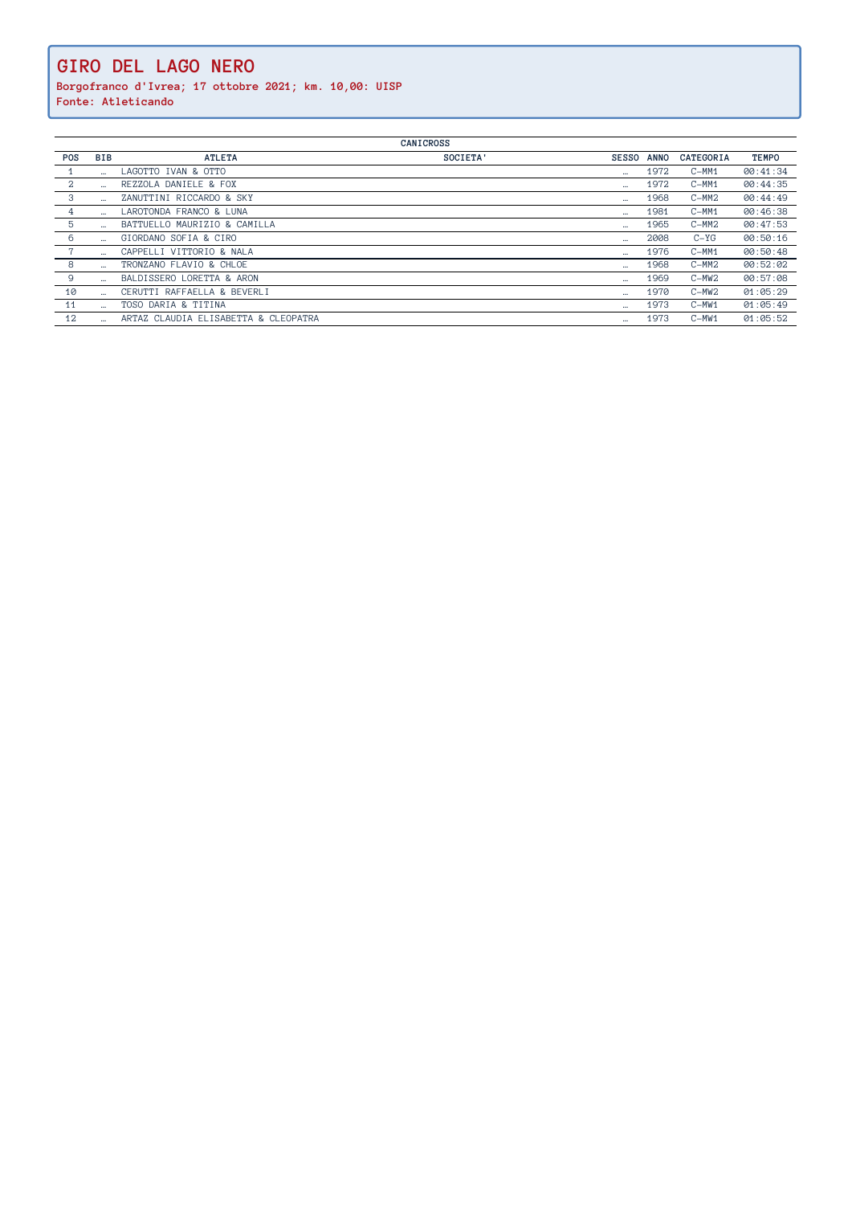# GIRO DEL LAGO NERO

**Borgofranco d'Ivrea; 17 ottobre 2021; km. 10,00: UISP**
**Fonte: Atleticando**

| CANICROSS | | | | | | | |
|---|---|---|---|---|---|---|---|
| POS | BIB | ATLETA | SOCIETA' | SESSO | ANNO | CATEGORIA | TEMPO |
| 1 | ... | LAGOTTO IVAN & OTTO | | ... | 1972 | C-MM1 | 00:41:34 |
| 2 | ... | REZZOLA DANIELE & FOX | | ... | 1972 | C-MM1 | 00:44:35 |
| 3 | ... | ZANUTTINI RICCARDO & SKY | | ... | 1968 | C-MM2 | 00:44:49 |
| 4 | ... | LAROTONDA FRANCO & LUNA | | ... | 1981 | C-MM1 | 00:46:38 |
| 5 | ... | BATTUELLO MAURIZIO & CAMILLA | | ... | 1965 | C-MM2 | 00:47:53 |
| 6 | ... | GIORDANO SOFIA & CIRO | | ... | 2008 | C-YG | 00:50:16 |
| 7 | ... | CAPPELLI VITTORIO & NALA | | ... | 1976 | C-MM1 | 00:50:48 |
| 8 | ... | TRONZANO FLAVIO & CHLOE | | ... | 1968 | C-MM2 | 00:52:02 |
| 9 | ... | BALDISSERO LORETTA & ARON | | ... | 1969 | C-MW2 | 00:57:08 |
| 10 | ... | CERUTTI RAFFAELLA & BEVERLI | | ... | 1970 | C-MW2 | 01:05:29 |
| 11 | ... | TOSO DARIA & TITINA | | ... | 1973 | C-MW1 | 01:05:49 |
| 12 | ... | ARTAZ CLAUDIA ELISABETTA & CLEOPATRA | | ... | 1973 | C-MW1 | 01:05:52 |